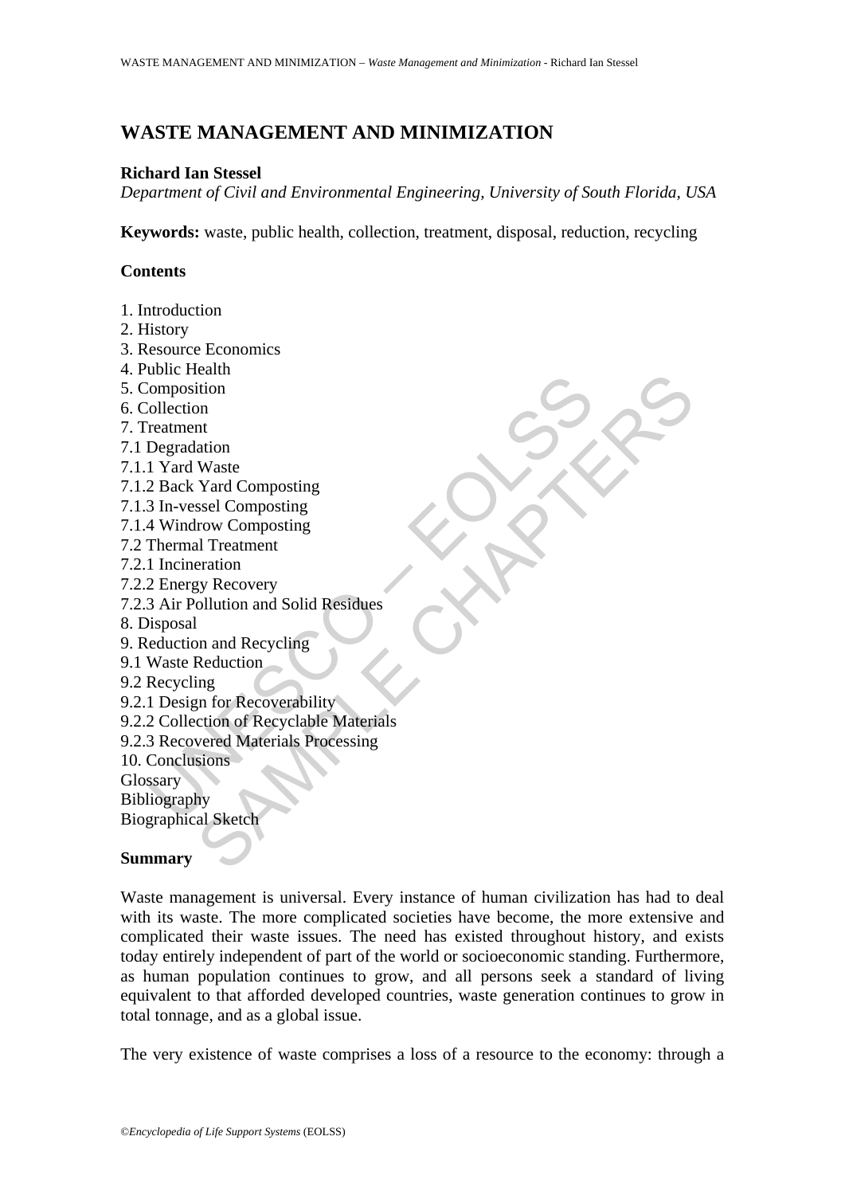# WASTE MANAGEMENT AND MINIMIZATION

**Richard Ian Stessel**

*Department of Civil and Environmental Engineering, University of South Florida, USA*

**Keywords:** waste, public health, collection, treatment, disposal, reduction, recycling

## Contents

1. Introduction
2. History
3. Resource Economics
4. Public Health
5. Composition
6. Collection
7. Treatment
7.1 Degradation
7.1.1 Yard Waste
7.1.2 Back Yard Composting
7.1.3 In-vessel Composting
7.1.4 Windrow Composting
7.2 Thermal Treatment
7.2.1 Incineration
7.2.2 Energy Recovery
7.2.3 Air Pollution and Solid Residues
8. Disposal
9. Reduction and Recycling
9.1 Waste Reduction
9.2 Recycling
9.2.1 Design for Recoverability
9.2.2 Collection of Recyclable Materials
9.2.3 Recovered Materials Processing
10. Conclusions
Glossary
Bibliography
Biographical Sketch

## Summary

Waste management is universal. Every instance of human civilization has had to deal with its waste. The more complicated societies have become, the more extensive and complicated their waste issues. The need has existed throughout history, and exists today entirely independent of part of the world or socioeconomic standing. Furthermore, as human population continues to grow, and all persons seek a standard of living equivalent to that afforded developed countries, waste generation continues to grow in total tonnage, and as a global issue.

The very existence of waste comprises a loss of a resource to the economy: through a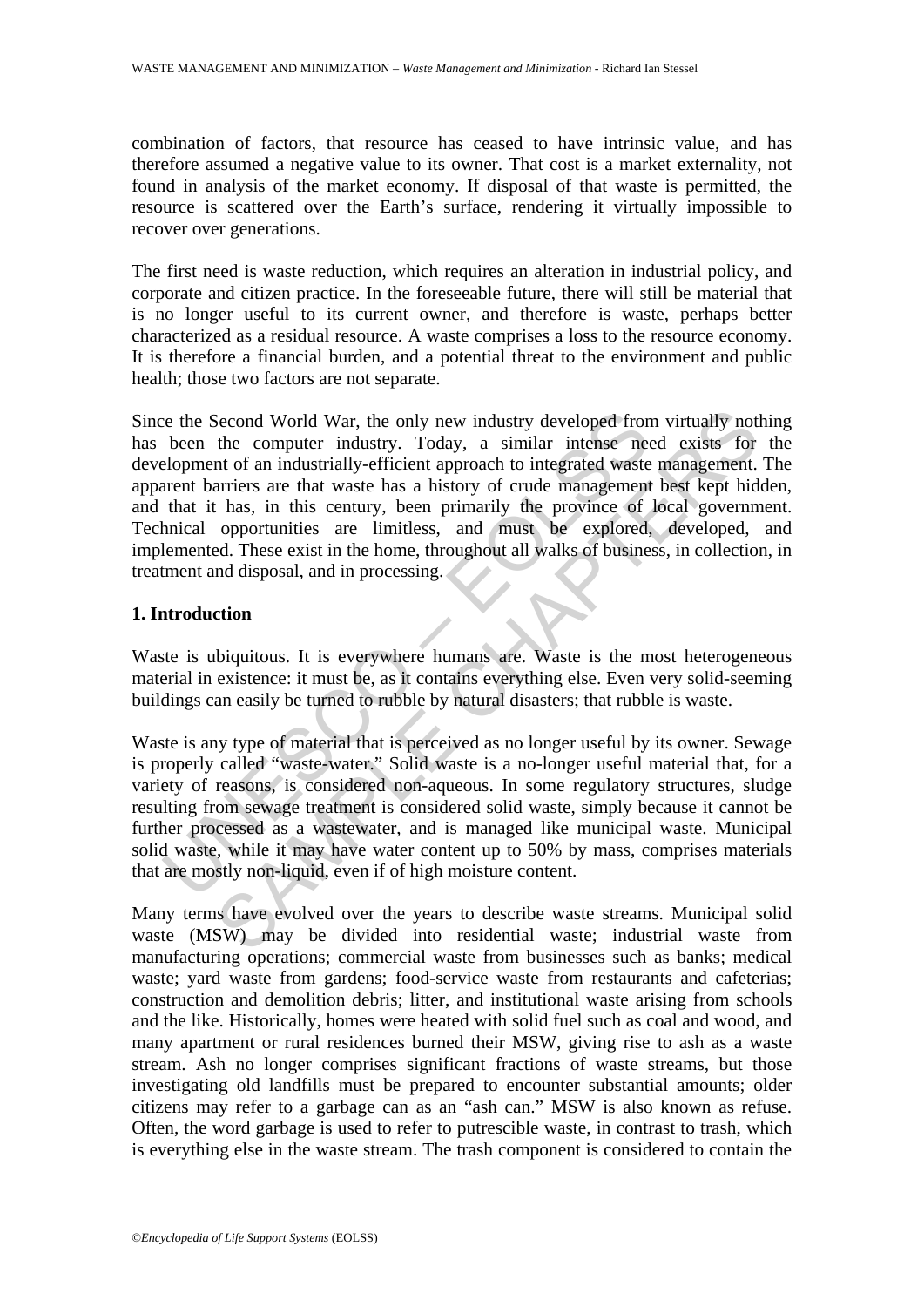combination of factors, that resource has ceased to have intrinsic value, and has therefore assumed a negative value to its owner. That cost is a market externality, not found in analysis of the market economy. If disposal of that waste is permitted, the resource is scattered over the Earth's surface, rendering it virtually impossible to recover over generations.

The first need is waste reduction, which requires an alteration in industrial policy, and corporate and citizen practice. In the foreseeable future, there will still be material that is no longer useful to its current owner, and therefore is waste, perhaps better characterized as a residual resource. A waste comprises a loss to the resource economy. It is therefore a financial burden, and a potential threat to the environment and public health; those two factors are not separate.

Since the Second World War, the only new industry developed from virtually nothing has been the computer industry. Today, a similar intense need exists for the development of an industrially-efficient approach to integrated waste management. The apparent barriers are that waste has a history of crude management best kept hidden, and that it has, in this century, been primarily the province of local government. Technical opportunities are limitless, and must be explored, developed, and implemented. These exist in the home, throughout all walks of business, in collection, in treatment and disposal, and in processing.

## 1. Introduction

Waste is ubiquitous. It is everywhere humans are. Waste is the most heterogeneous material in existence: it must be, as it contains everything else. Even very solid-seeming buildings can easily be turned to rubble by natural disasters; that rubble is waste.

Waste is any type of material that is perceived as no longer useful by its owner. Sewage is properly called "waste-water." Solid waste is a no-longer useful material that, for a variety of reasons, is considered non-aqueous. In some regulatory structures, sludge resulting from sewage treatment is considered solid waste, simply because it cannot be further processed as a wastewater, and is managed like municipal waste. Municipal solid waste, while it may have water content up to 50% by mass, comprises materials that are mostly non-liquid, even if of high moisture content.

Many terms have evolved over the years to describe waste streams. Municipal solid waste (MSW) may be divided into residential waste; industrial waste from manufacturing operations; commercial waste from businesses such as banks; medical waste; yard waste from gardens; food-service waste from restaurants and cafeterias; construction and demolition debris; litter, and institutional waste arising from schools and the like. Historically, homes were heated with solid fuel such as coal and wood, and many apartment or rural residences burned their MSW, giving rise to ash as a waste stream. Ash no longer comprises significant fractions of waste streams, but those investigating old landfills must be prepared to encounter substantial amounts; older citizens may refer to a garbage can as an "ash can." MSW is also known as refuse. Often, the word garbage is used to refer to putrescible waste, in contrast to trash, which is everything else in the waste stream. The trash component is considered to contain the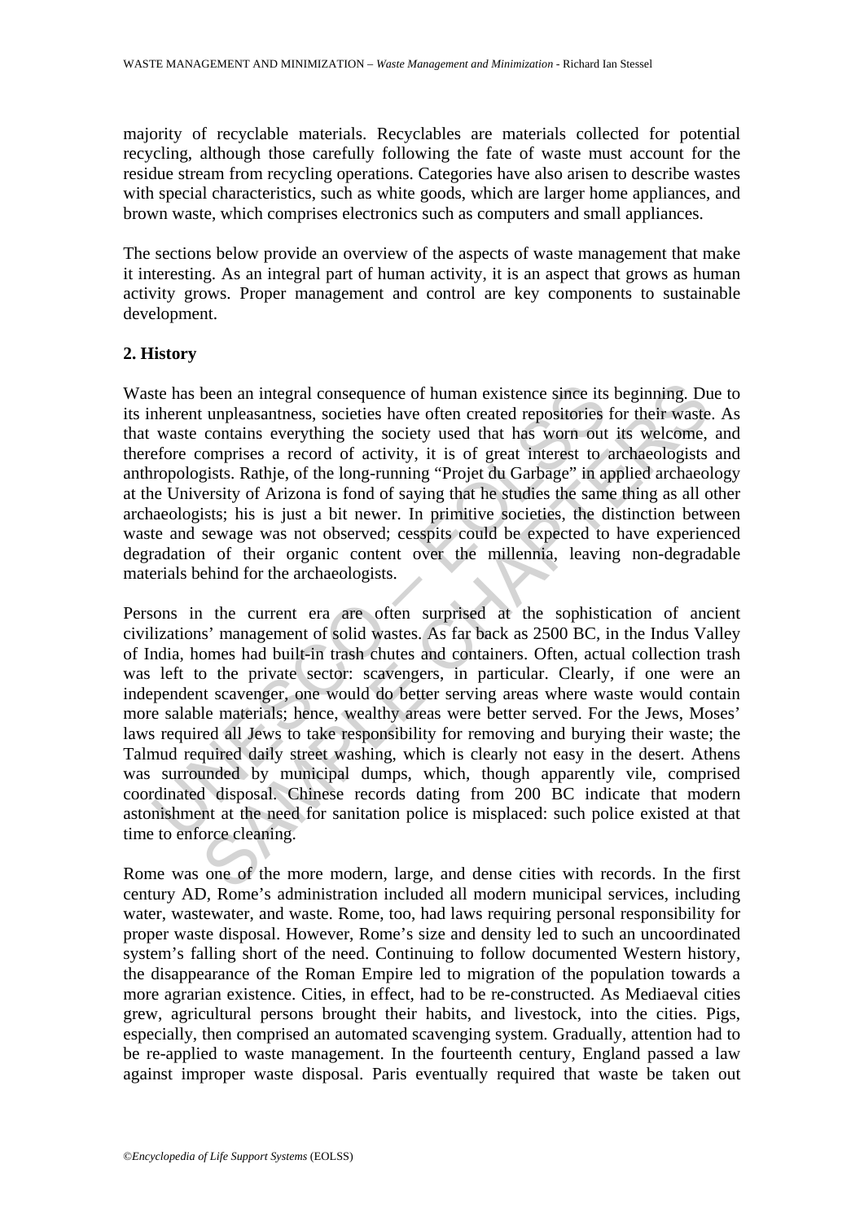majority of recyclable materials. Recyclables are materials collected for potential recycling, although those carefully following the fate of waste must account for the residue stream from recycling operations. Categories have also arisen to describe wastes with special characteristics, such as white goods, which are larger home appliances, and brown waste, which comprises electronics such as computers and small appliances.

The sections below provide an overview of the aspects of waste management that make it interesting. As an integral part of human activity, it is an aspect that grows as human activity grows. Proper management and control are key components to sustainable development.

## 2. History

Waste has been an integral consequence of human existence since its beginning. Due to its inherent unpleasantness, societies have often created repositories for their waste. As that waste contains everything the society used that has worn out its welcome, and therefore comprises a record of activity, it is of great interest to archaeologists and anthropologists. Rathje, of the long-running "Projet du Garbage" in applied archaeology at the University of Arizona is fond of saying that he studies the same thing as all other archaeologists; his is just a bit newer. In primitive societies, the distinction between waste and sewage was not observed; cesspits could be expected to have experienced degradation of their organic content over the millennia, leaving non-degradable materials behind for the archaeologists.

Persons in the current era are often surprised at the sophistication of ancient civilizations' management of solid wastes. As far back as 2500 BC, in the Indus Valley of India, homes had built-in trash chutes and containers. Often, actual collection trash was left to the private sector: scavengers, in particular. Clearly, if one were an independent scavenger, one would do better serving areas where waste would contain more salable materials; hence, wealthy areas were better served. For the Jews, Moses' laws required all Jews to take responsibility for removing and burying their waste; the Talmud required daily street washing, which is clearly not easy in the desert. Athens was surrounded by municipal dumps, which, though apparently vile, comprised coordinated disposal. Chinese records dating from 200 BC indicate that modern astonishment at the need for sanitation police is misplaced: such police existed at that time to enforce cleaning.

Rome was one of the more modern, large, and dense cities with records. In the first century AD, Rome's administration included all modern municipal services, including water, wastewater, and waste. Rome, too, had laws requiring personal responsibility for proper waste disposal. However, Rome's size and density led to such an uncoordinated system's falling short of the need. Continuing to follow documented Western history, the disappearance of the Roman Empire led to migration of the population towards a more agrarian existence. Cities, in effect, had to be re-constructed. As Mediaeval cities grew, agricultural persons brought their habits, and livestock, into the cities. Pigs, especially, then comprised an automated scavenging system. Gradually, attention had to be re-applied to waste management. In the fourteenth century, England passed a law against improper waste disposal. Paris eventually required that waste be taken out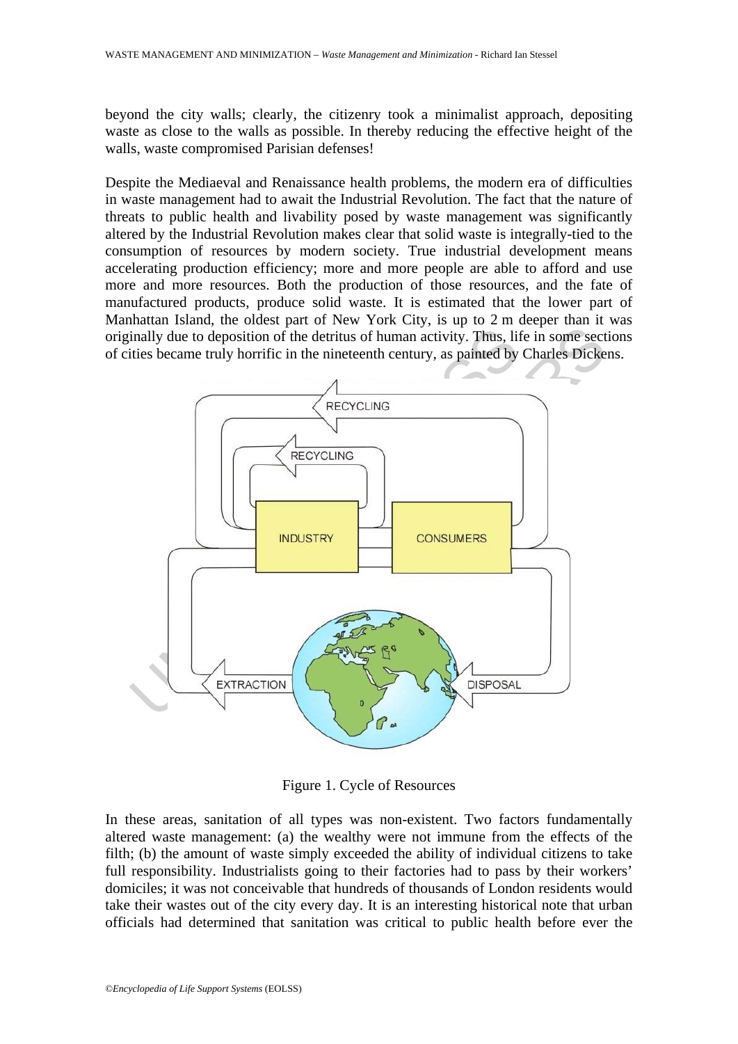beyond the city walls; clearly, the citizenry took a minimalist approach, depositing waste as close to the walls as possible. In thereby reducing the effective height of the walls, waste compromised Parisian defenses!

Despite the Mediaeval and Renaissance health problems, the modern era of difficulties in waste management had to await the Industrial Revolution. The fact that the nature of threats to public health and livability posed by waste management was significantly altered by the Industrial Revolution makes clear that solid waste is integrally-tied to the consumption of resources by modern society. True industrial development means accelerating production efficiency; more and more people are able to afford and use more and more resources. Both the production of those resources, and the fate of manufactured products, produce solid waste. It is estimated that the lower part of Manhattan Island, the oldest part of New York City, is up to 2 m deeper than it was originally due to deposition of the detritus of human activity. Thus, life in some sections of cities became truly horrific in the nineteenth century, as painted by Charles Dickens.

Figure 1. Cycle of Resources

In these areas, sanitation of all types was non-existent. Two factors fundamentally altered waste management: (a) the wealthy were not immune from the effects of the filth; (b) the amount of waste simply exceeded the ability of individual citizens to take full responsibility. Industrialists going to their factories had to pass by their workers' domiciles; it was not conceivable that hundreds of thousands of London residents would take their wastes out of the city every day. It is an interesting historical note that urban officials had determined that sanitation was critical to public health before ever the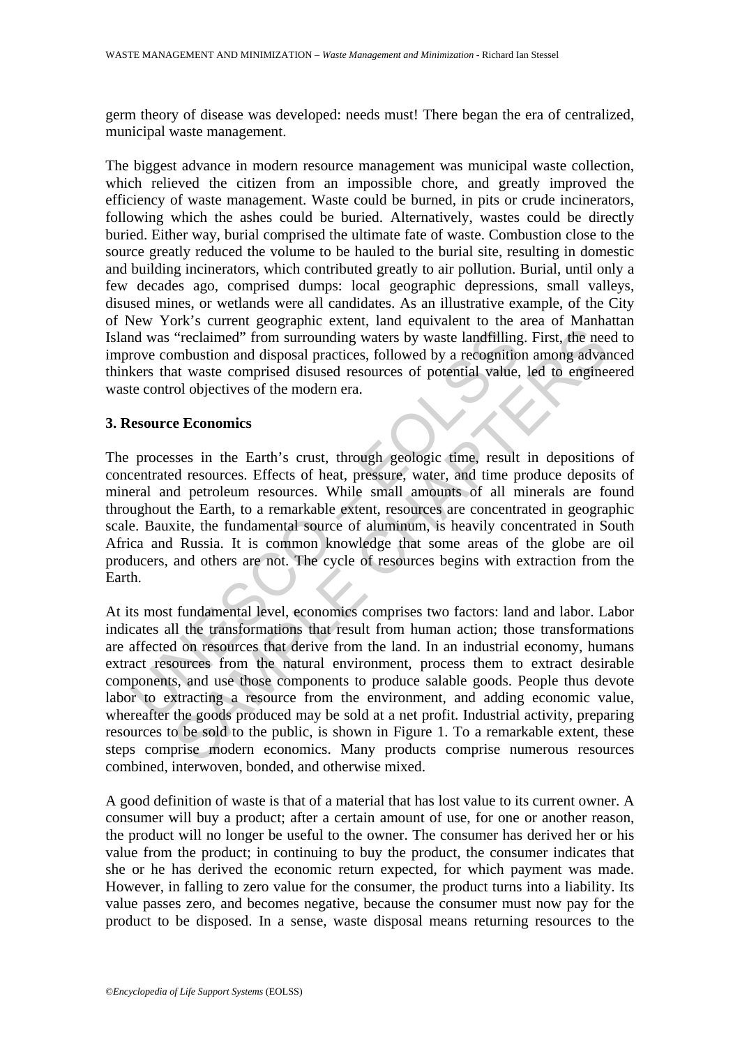germ theory of disease was developed: needs must! There began the era of centralized, municipal waste management.

The biggest advance in modern resource management was municipal waste collection, which relieved the citizen from an impossible chore, and greatly improved the efficiency of waste management. Waste could be burned, in pits or crude incinerators, following which the ashes could be buried. Alternatively, wastes could be directly buried. Either way, burial comprised the ultimate fate of waste. Combustion close to the source greatly reduced the volume to be hauled to the burial site, resulting in domestic and building incinerators, which contributed greatly to air pollution. Burial, until only a few decades ago, comprised dumps: local geographic depressions, small valleys, disused mines, or wetlands were all candidates. As an illustrative example, of the City of New York's current geographic extent, land equivalent to the area of Manhattan Island was "reclaimed" from surrounding waters by waste landfilling. First, the need to improve combustion and disposal practices, followed by a recognition among advanced thinkers that waste comprised disused resources of potential value, led to engineered waste control objectives of the modern era.

## 3. Resource Economics

The processes in the Earth's crust, through geologic time, result in depositions of concentrated resources. Effects of heat, pressure, water, and time produce deposits of mineral and petroleum resources. While small amounts of all minerals are found throughout the Earth, to a remarkable extent, resources are concentrated in geographic scale. Bauxite, the fundamental source of aluminum, is heavily concentrated in South Africa and Russia. It is common knowledge that some areas of the globe are oil producers, and others are not. The cycle of resources begins with extraction from the Earth.

At its most fundamental level, economics comprises two factors: land and labor. Labor indicates all the transformations that result from human action; those transformations are affected on resources that derive from the land. In an industrial economy, humans extract resources from the natural environment, process them to extract desirable components, and use those components to produce salable goods. People thus devote labor to extracting a resource from the environment, and adding economic value, whereafter the goods produced may be sold at a net profit. Industrial activity, preparing resources to be sold to the public, is shown in Figure 1. To a remarkable extent, these steps comprise modern economics. Many products comprise numerous resources combined, interwoven, bonded, and otherwise mixed.

A good definition of waste is that of a material that has lost value to its current owner. A consumer will buy a product; after a certain amount of use, for one or another reason, the product will no longer be useful to the owner. The consumer has derived her or his value from the product; in continuing to buy the product, the consumer indicates that she or he has derived the economic return expected, for which payment was made. However, in falling to zero value for the consumer, the product turns into a liability. Its value passes zero, and becomes negative, because the consumer must now pay for the product to be disposed. In a sense, waste disposal means returning resources to the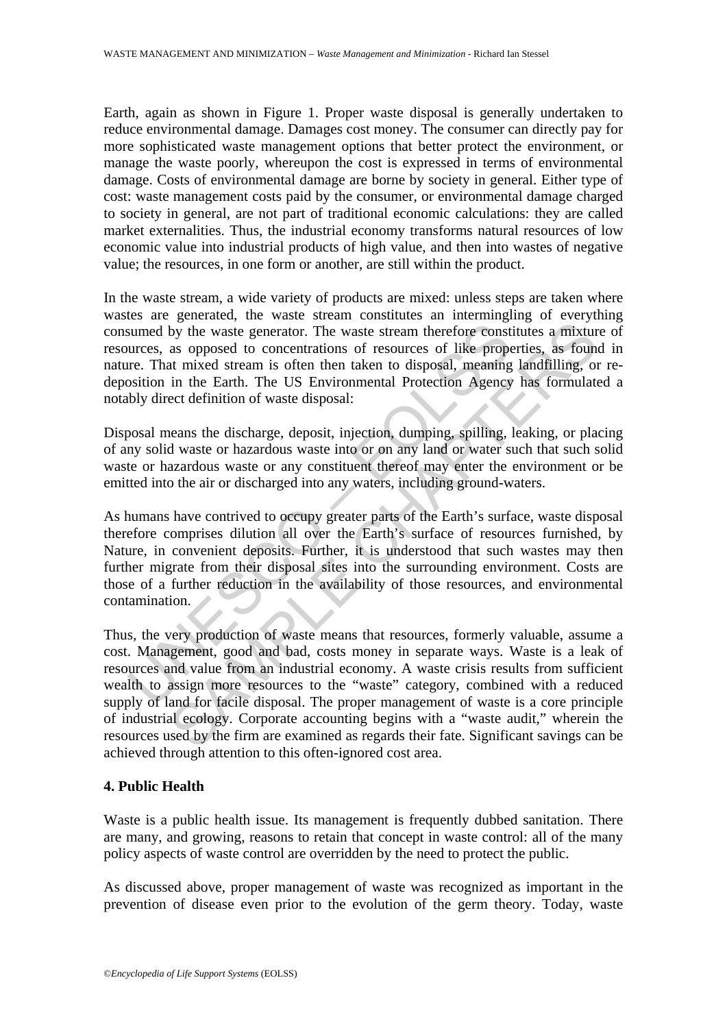Earth, again as shown in Figure 1. Proper waste disposal is generally undertaken to reduce environmental damage. Damages cost money. The consumer can directly pay for more sophisticated waste management options that better protect the environment, or manage the waste poorly, whereupon the cost is expressed in terms of environmental damage. Costs of environmental damage are borne by society in general. Either type of cost: waste management costs paid by the consumer, or environmental damage charged to society in general, are not part of traditional economic calculations: they are called market externalities. Thus, the industrial economy transforms natural resources of low economic value into industrial products of high value, and then into wastes of negative value; the resources, in one form or another, are still within the product.

In the waste stream, a wide variety of products are mixed: unless steps are taken where wastes are generated, the waste stream constitutes an intermingling of everything consumed by the waste generator. The waste stream therefore constitutes a mixture of resources, as opposed to concentrations of resources of like properties, as found in nature. That mixed stream is often then taken to disposal, meaning landfilling, or re-deposition in the Earth. The US Environmental Protection Agency has formulated a notably direct definition of waste disposal:

Disposal means the discharge, deposit, injection, dumping, spilling, leaking, or placing of any solid waste or hazardous waste into or on any land or water such that such solid waste or hazardous waste or any constituent thereof may enter the environment or be emitted into the air or discharged into any waters, including ground-waters.

As humans have contrived to occupy greater parts of the Earth's surface, waste disposal therefore comprises dilution all over the Earth's surface of resources furnished, by Nature, in convenient deposits. Further, it is understood that such wastes may then further migrate from their disposal sites into the surrounding environment. Costs are those of a further reduction in the availability of those resources, and environmental contamination.

Thus, the very production of waste means that resources, formerly valuable, assume a cost. Management, good and bad, costs money in separate ways. Waste is a leak of resources and value from an industrial economy. A waste crisis results from sufficient wealth to assign more resources to the "waste" category, combined with a reduced supply of land for facile disposal. The proper management of waste is a core principle of industrial ecology. Corporate accounting begins with a "waste audit," wherein the resources used by the firm are examined as regards their fate. Significant savings can be achieved through attention to this often-ignored cost area.

## 4. Public Health

Waste is a public health issue. Its management is frequently dubbed sanitation. There are many, and growing, reasons to retain that concept in waste control: all of the many policy aspects of waste control are overridden by the need to protect the public.

As discussed above, proper management of waste was recognized as important in the prevention of disease even prior to the evolution of the germ theory. Today, waste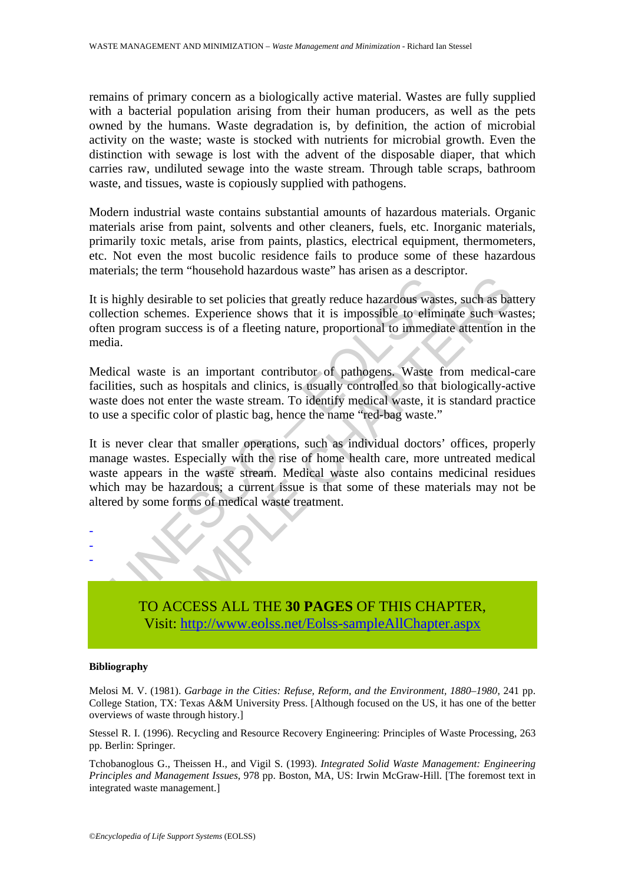remains of primary concern as a biologically active material. Wastes are fully supplied with a bacterial population arising from their human producers, as well as the pets owned by the humans. Waste degradation is, by definition, the action of microbial activity on the waste; waste is stocked with nutrients for microbial growth. Even the distinction with sewage is lost with the advent of the disposable diaper, that which carries raw, undiluted sewage into the waste stream. Through table scraps, bathroom waste, and tissues, waste is copiously supplied with pathogens.

Modern industrial waste contains substantial amounts of hazardous materials. Organic materials arise from paint, solvents and other cleaners, fuels, etc. Inorganic materials, primarily toxic metals, arise from paints, plastics, electrical equipment, thermometers, etc. Not even the most bucolic residence fails to produce some of these hazardous materials; the term "household hazardous waste" has arisen as a descriptor.

It is highly desirable to set policies that greatly reduce hazardous wastes, such as battery collection schemes. Experience shows that it is impossible to eliminate such wastes; often program success is of a fleeting nature, proportional to immediate attention in the media.

Medical waste is an important contributor of pathogens. Waste from medical-care facilities, such as hospitals and clinics, is usually controlled so that biologically-active waste does not enter the waste stream. To identify medical waste, it is standard practice to use a specific color of plastic bag, hence the name "red-bag waste."

It is never clear that smaller operations, such as individual doctors' offices, properly manage wastes. Especially with the rise of home health care, more untreated medical waste appears in the waste stream. Medical waste also contains medicinal residues which may be hazardous; a current issue is that some of these materials may not be altered by some forms of medical waste treatment.

-
-
-

TO ACCESS ALL THE **30 PAGES** OF THIS CHAPTER,
Visit: http://www.eolss.net/Eolss-sampleAllChapter.aspx

#### Bibliography

Melosi M. V. (1981). *Garbage in the Cities: Refuse, Reform, and the Environment, 1880–1980*, 241 pp. College Station, TX: Texas A&M University Press. [Although focused on the US, it has one of the better overviews of waste through history.]

Stessel R. I. (1996). Recycling and Resource Recovery Engineering: Principles of Waste Processing, 263 pp. Berlin: Springer.

Tchobanoglous G., Theissen H., and Vigil S. (1993). *Integrated Solid Waste Management: Engineering Principles and Management Issues*, 978 pp. Boston, MA, US: Irwin McGraw-Hill. [The foremost text in integrated waste management.]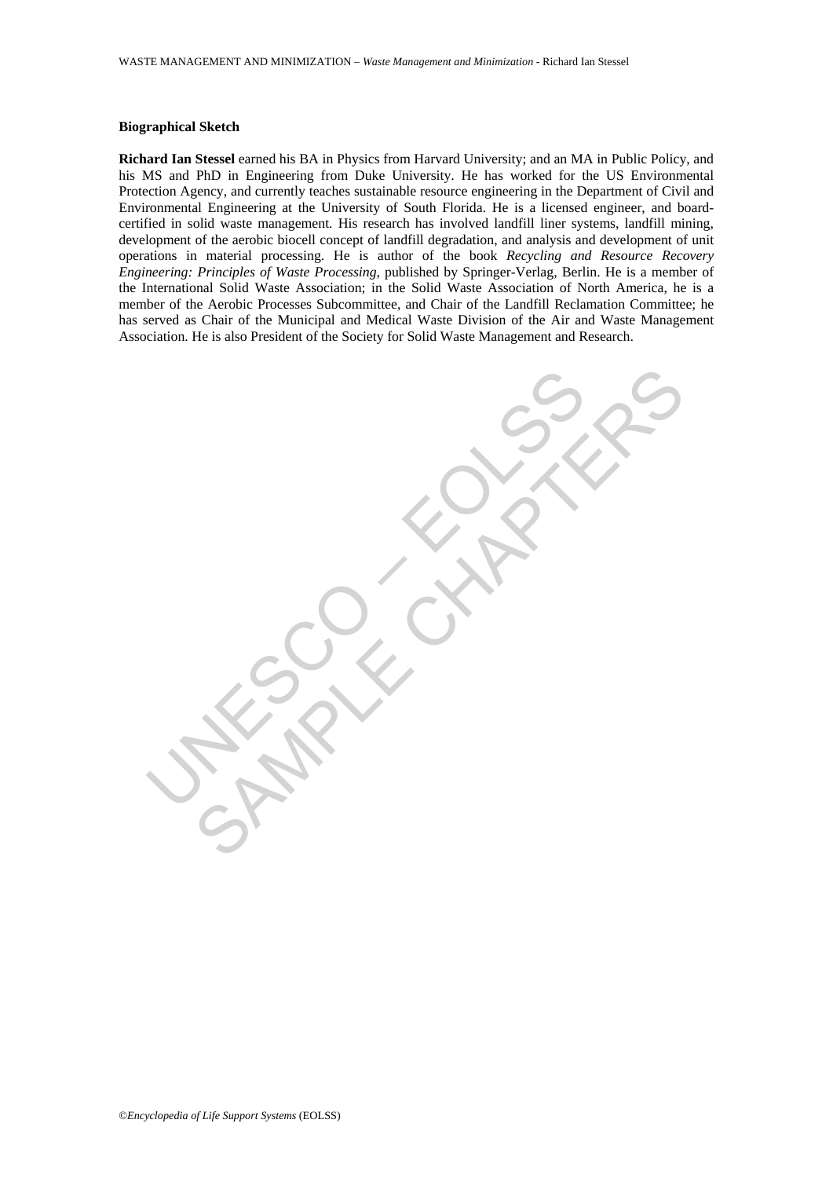**Biographical Sketch**

**Richard Ian Stessel** earned his BA in Physics from Harvard University; and an MA in Public Policy, and his MS and PhD in Engineering from Duke University. He has worked for the US Environmental Protection Agency, and currently teaches sustainable resource engineering in the Department of Civil and Environmental Engineering at the University of South Florida. He is a licensed engineer, and board-certified in solid waste management. His research has involved landfill liner systems, landfill mining, development of the aerobic biocell concept of landfill degradation, and analysis and development of unit operations in material processing. He is author of the book *Recycling and Resource Recovery Engineering: Principles of Waste Processing*, published by Springer-Verlag, Berlin. He is a member of the International Solid Waste Association; in the Solid Waste Association of North America, he is a member of the Aerobic Processes Subcommittee, and Chair of the Landfill Reclamation Committee; he has served as Chair of the Municipal and Medical Waste Division of the Air and Waste Management Association. He is also President of the Society for Solid Waste Management and Research.